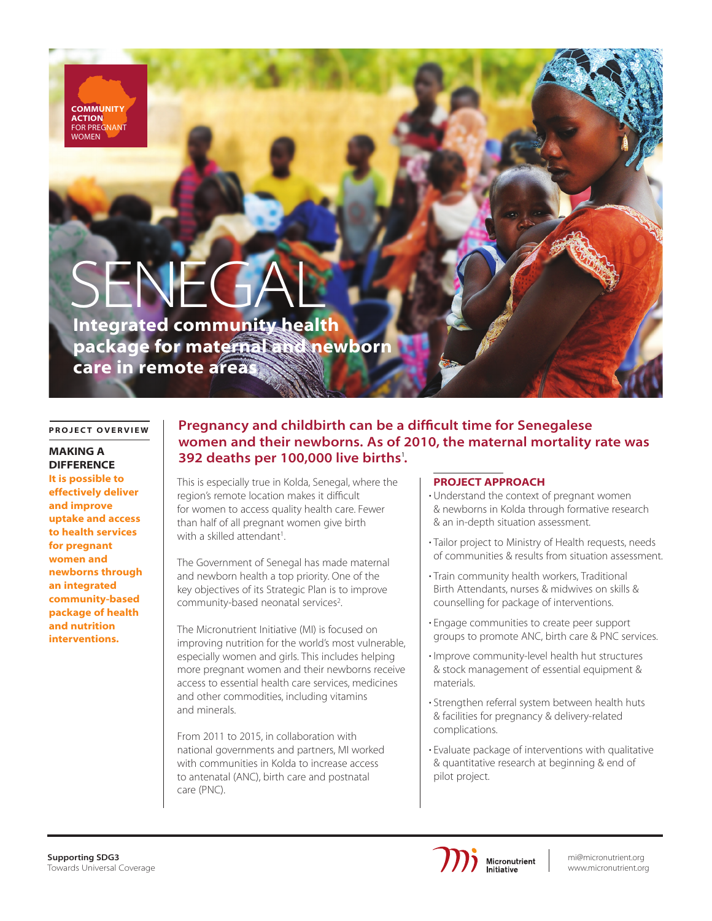COMMUNITY ACTION FOR PREGNANT WOMEN

# SENEGAL

## Integrated community health package for maternal and newborn care in remote areas

**PROJECT OVERVIEW**

### MAKING A DIFFERENCE

**It is possible to effectively deliver and improve uptake and access to health services for pregnant women and newborns through an integrated community-based package of health and nutrition interventions.**

**Pregnancy and childbirth can be a difficult time for Senegalese women and their newborns. As of 2010, the maternal mortality rate was 392 deaths per 100,000 live births[1].**

This is especially true in Kolda, Senegal, where the region's remote location makes it difficult for women to access quality health care. Fewer than half of all pregnant women give birth with a skilled attendant[1].

The Government of Senegal has made maternal and newborn health a top priority. One of the key objectives of its Strategic Plan is to improve community-based neonatal services[2].

The Micronutrient Initiative (MI) is focused on improving nutrition for the world's most vulnerable, especially women and girls. This includes helping more pregnant women and their newborns receive access to essential health care services, medicines and other commodities, including vitamins and minerals.

From 2011 to 2015, in collaboration with national governments and partners, MI worked with communities in Kolda to increase access to antenatal (ANC), birth care and postnatal care (PNC).

### PROJECT APPROACH

- Understand the context of pregnant women & newborns in Kolda through formative research & an in-depth situation assessment.
- Tailor project to Ministry of Health requests, needs of communities & results from situation assessment.
- Train community health workers, Traditional Birth Attendants, nurses & midwives on skills & counselling for package of interventions.
- Engage communities to create peer support groups to promote ANC, birth care & PNC services.
- Improve community-level health hut structures & stock management of essential equipment & materials.
- Strengthen referral system between health huts & facilities for pregnancy & delivery-related complications.
- Evaluate package of interventions with qualitative & quantitative research at beginning & end of pilot project.

**Supporting SDG3**
Towards Universal Coverage

Micronutrient Initiative

mi@micronutrient.org
www.micronutrient.org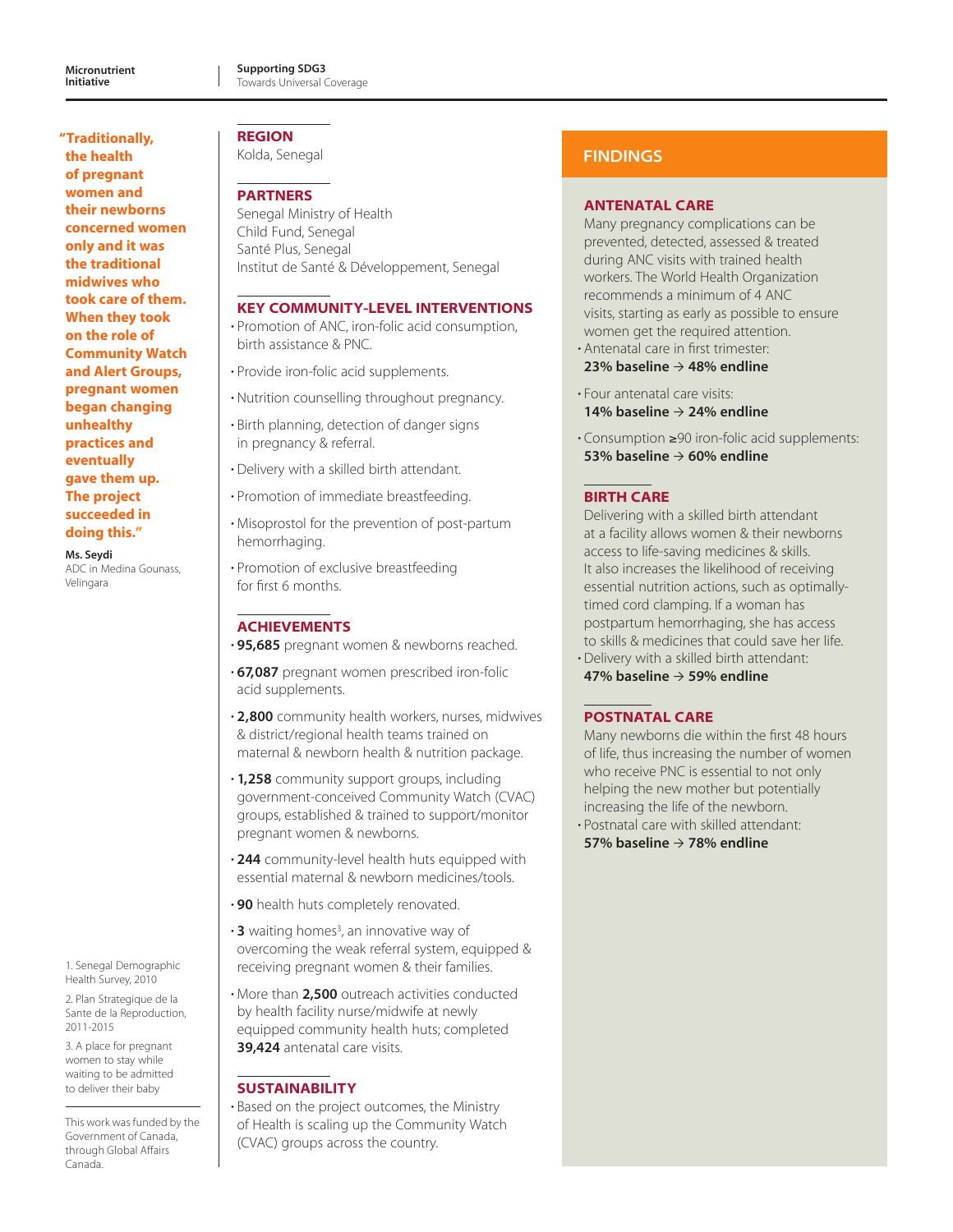"Traditionally, the health of pregnant women and their newborns concerned women only and it was the traditional midwives who took care of them. When they took on the role of Community Watch and Alert Groups, pregnant women began changing unhealthy practices and eventually gave them up. The project succeeded in doing this."

**Ms. Seydi**
ADC in Medina Gounass, Velingara

## REGION

Kolda, Senegal

## PARTNERS

Senegal Ministry of Health
Child Fund, Senegal
Santé Plus, Senegal
Institut de Santé & Développement, Senegal

## KEY COMMUNITY-LEVEL INTERVENTIONS

- Promotion of ANC, iron-folic acid consumption, birth assistance & PNC.
- Provide iron-folic acid supplements.
- Nutrition counselling throughout pregnancy.
- Birth planning, detection of danger signs in pregnancy & referral.
- Delivery with a skilled birth attendant.
- Promotion of immediate breastfeeding.
- Misoprostol for the prevention of post-partum hemorrhaging.
- Promotion of exclusive breastfeeding for first 6 months.

## ACHIEVEMENTS

- **95,685** pregnant women & newborns reached.
- **67,087** pregnant women prescribed iron-folic acid supplements.
- **2,800** community health workers, nurses, midwives & district/regional health teams trained on maternal & newborn health & nutrition package.
- **1,258** community support groups, including government-conceived Community Watch (CVAC) groups, established & trained to support/monitor pregnant women & newborns.
- **244** community-level health huts equipped with essential maternal & newborn medicines/tools.
- **90** health huts completely renovated.
- **3** waiting homes[3], an innovative way of overcoming the weak referral system, equipped & receiving pregnant women & their families.
- More than **2,500** outreach activities conducted by health facility nurse/midwife at newly equipped community health huts; completed **39,424** antenatal care visits.

## SUSTAINABILITY

- Based on the project outcomes, the Ministry of Health is scaling up the Community Watch (CVAC) groups across the country.

## FINDINGS

### ANTENATAL CARE

Many pregnancy complications can be prevented, detected, assessed & treated during ANC visits with trained health workers. The World Health Organization recommends a minimum of 4 ANC visits, starting as early as possible to ensure women get the required attention.

- Antenatal care in first trimester:
  **23% baseline → 48% endline**
- Four antenatal care visits:
  **14% baseline → 24% endline**
- Consumption ≥90 iron-folic acid supplements:
  **53% baseline → 60% endline**

### BIRTH CARE

Delivering with a skilled birth attendant at a facility allows women & their newborns access to life-saving medicines & skills. It also increases the likelihood of receiving essential nutrition actions, such as optimally-timed cord clamping. If a woman has postpartum hemorrhaging, she has access to skills & medicines that could save her life.

- Delivery with a skilled birth attendant:
  **47% baseline → 59% endline**

### POSTNATAL CARE

Many newborns die within the first 48 hours of life, thus increasing the number of women who receive PNC is essential to not only helping the new mother but potentially increasing the life of the newborn.

- Postnatal care with skilled attendant:
  **57% baseline → 78% endline**

---

1. Senegal Demographic Health Survey, 2010
2. Plan Strategique de la Sante de la Reproduction, 2011-2015
3. A place for pregnant women to stay while waiting to be admitted to deliver their baby

This work was funded by the Government of Canada, through Global Affairs Canada.